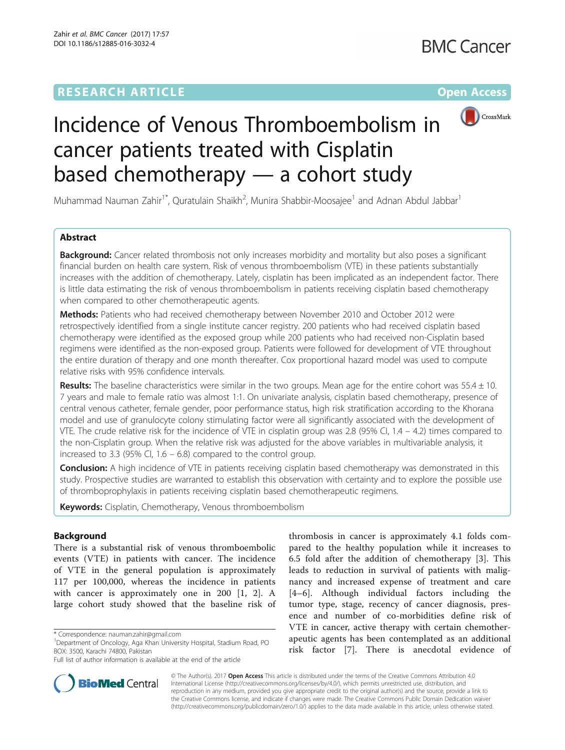RESEARCH ARTICLE

Open Access

# Incidence of Venous Thromboembolism in cancer patients treated with Cisplatin based chemotherapy — a cohort study

Muhammad Nauman Zahir[1*], Quratulain Shaikh[2], Munira Shabbir-Moosajee[1] and Adnan Abdul Jabbar[1]

## Abstract

**Background:** Cancer related thrombosis not only increases morbidity and mortality but also poses a significant financial burden on health care system. Risk of venous thromboembolism (VTE) in these patients substantially increases with the addition of chemotherapy. Lately, cisplatin has been implicated as an independent factor. There is little data estimating the risk of venous thromboembolism in patients receiving cisplatin based chemotherapy when compared to other chemotherapeutic agents.

**Methods:** Patients who had received chemotherapy between November 2010 and October 2012 were retrospectively identified from a single institute cancer registry. 200 patients who had received cisplatin based chemotherapy were identified as the exposed group while 200 patients who had received non-Cisplatin based regimens were identified as the non-exposed group. Patients were followed for development of VTE throughout the entire duration of therapy and one month thereafter. Cox proportional hazard model was used to compute relative risks with 95% confidence intervals.

**Results:** The baseline characteristics were similar in the two groups. Mean age for the entire cohort was 55.4 ± 10.7 years and male to female ratio was almost 1:1. On univariate analysis, cisplatin based chemotherapy, presence of central venous catheter, female gender, poor performance status, high risk stratification according to the Khorana model and use of granulocyte colony stimulating factor were all significantly associated with the development of VTE. The crude relative risk for the incidence of VTE in cisplatin group was 2.8 (95% CI, 1.4 – 4.2) times compared to the non-Cisplatin group. When the relative risk was adjusted for the above variables in multivariable analysis, it increased to 3.3 (95% CI, 1.6 – 6.8) compared to the control group.

**Conclusion:** A high incidence of VTE in patients receiving cisplatin based chemotherapy was demonstrated in this study. Prospective studies are warranted to establish this observation with certainty and to explore the possible use of thromboprophylaxis in patients receiving cisplatin based chemotherapeutic regimens.

**Keywords:** Cisplatin, Chemotherapy, Venous thromboembolism

## Background

There is a substantial risk of venous thromboembolic events (VTE) in patients with cancer. The incidence of VTE in the general population is approximately 117 per 100,000, whereas the incidence in patients with cancer is approximately one in 200 [1, 2]. A large cohort study showed that the baseline risk of thrombosis in cancer is approximately 4.1 folds compared to the healthy population while it increases to 6.5 fold after the addition of chemotherapy [3]. This leads to reduction in survival of patients with malignancy and increased expense of treatment and care [4–6]. Although individual factors including the tumor type, stage, recency of cancer diagnosis, presence and number of co-morbidities define risk of VTE in cancer, active therapy with certain chemotherapeutic agents has been contemplated as an additional risk factor [7]. There is anecdotal evidence of

* Correspondence: nauman.zahir@gmail.com
[1]Department of Oncology, Aga Khan University Hospital, Stadium Road, PO BOX: 3500, Karachi 74800, Pakistan
Full list of author information is available at the end of the article

© The Author(s). 2017 **Open Access** This article is distributed under the terms of the Creative Commons Attribution 4.0 International License (http://creativecommons.org/licenses/by/4.0/), which permits unrestricted use, distribution, and reproduction in any medium, provided you give appropriate credit to the original author(s) and the source, provide a link to the Creative Commons license, and indicate if changes were made. The Creative Commons Public Domain Dedication waiver (http://creativecommons.org/publicdomain/zero/1.0/) applies to the data made available in this article, unless otherwise stated.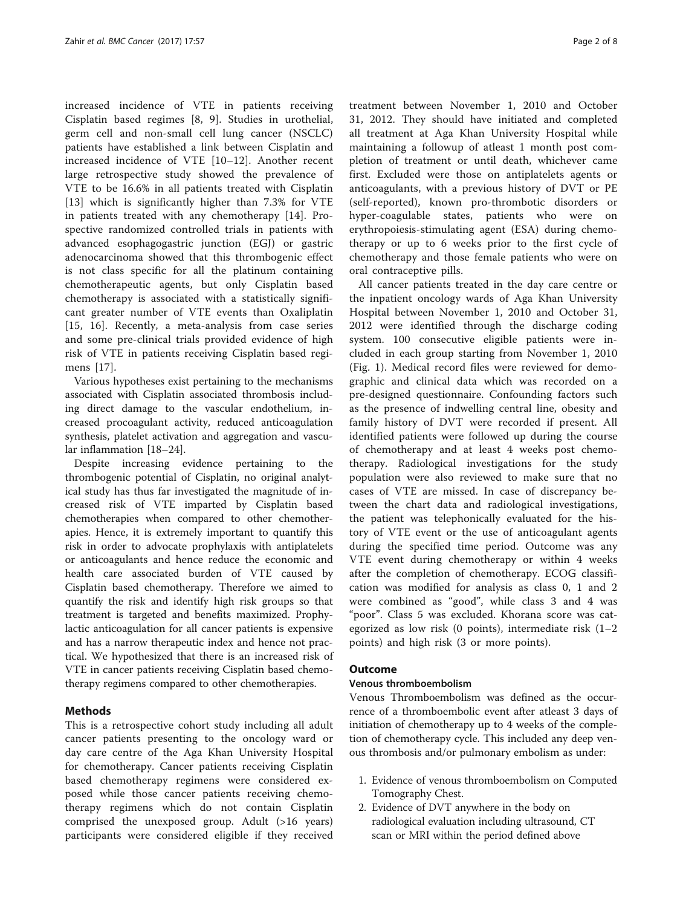increased incidence of VTE in patients receiving Cisplatin based regimes [8, 9]. Studies in urothelial, germ cell and non-small cell lung cancer (NSCLC) patients have established a link between Cisplatin and increased incidence of VTE [10–12]. Another recent large retrospective study showed the prevalence of VTE to be 16.6% in all patients treated with Cisplatin [13] which is significantly higher than 7.3% for VTE in patients treated with any chemotherapy [14]. Prospective randomized controlled trials in patients with advanced esophagogastric junction (EGJ) or gastric adenocarcinoma showed that this thrombogenic effect is not class specific for all the platinum containing chemotherapeutic agents, but only Cisplatin based chemotherapy is associated with a statistically significant greater number of VTE events than Oxaliplatin [15, 16]. Recently, a meta-analysis from case series and some pre-clinical trials provided evidence of high risk of VTE in patients receiving Cisplatin based regimens [17].

Various hypotheses exist pertaining to the mechanisms associated with Cisplatin associated thrombosis including direct damage to the vascular endothelium, increased procoagulant activity, reduced anticoagulation synthesis, platelet activation and aggregation and vascular inflammation [18–24].

Despite increasing evidence pertaining to the thrombogenic potential of Cisplatin, no original analytical study has thus far investigated the magnitude of increased risk of VTE imparted by Cisplatin based chemotherapies when compared to other chemotherapies. Hence, it is extremely important to quantify this risk in order to advocate prophylaxis with antiplatelets or anticoagulants and hence reduce the economic and health care associated burden of VTE caused by Cisplatin based chemotherapy. Therefore we aimed to quantify the risk and identify high risk groups so that treatment is targeted and benefits maximized. Prophylactic anticoagulation for all cancer patients is expensive and has a narrow therapeutic index and hence not practical. We hypothesized that there is an increased risk of VTE in cancer patients receiving Cisplatin based chemotherapy regimens compared to other chemotherapies.

## Methods

This is a retrospective cohort study including all adult cancer patients presenting to the oncology ward or day care centre of the Aga Khan University Hospital for chemotherapy. Cancer patients receiving Cisplatin based chemotherapy regimens were considered exposed while those cancer patients receiving chemotherapy regimens which do not contain Cisplatin comprised the unexposed group. Adult (>16 years) participants were considered eligible if they received treatment between November 1, 2010 and October 31, 2012. They should have initiated and completed all treatment at Aga Khan University Hospital while maintaining a followup of atleast 1 month post completion of treatment or until death, whichever came first. Excluded were those on antiplatelets agents or anticoagulants, with a previous history of DVT or PE (self-reported), known pro-thrombotic disorders or hyper-coagulable states, patients who were on erythropoiesis-stimulating agent (ESA) during chemotherapy or up to 6 weeks prior to the first cycle of chemotherapy and those female patients who were on oral contraceptive pills.

All cancer patients treated in the day care centre or the inpatient oncology wards of Aga Khan University Hospital between November 1, 2010 and October 31, 2012 were identified through the discharge coding system. 100 consecutive eligible patients were included in each group starting from November 1, 2010 (Fig. 1). Medical record files were reviewed for demographic and clinical data which was recorded on a pre-designed questionnaire. Confounding factors such as the presence of indwelling central line, obesity and family history of DVT were recorded if present. All identified patients were followed up during the course of chemotherapy and at least 4 weeks post chemotherapy. Radiological investigations for the study population were also reviewed to make sure that no cases of VTE are missed. In case of discrepancy between the chart data and radiological investigations, the patient was telephonically evaluated for the history of VTE event or the use of anticoagulant agents during the specified time period. Outcome was any VTE event during chemotherapy or within 4 weeks after the completion of chemotherapy. ECOG classification was modified for analysis as class 0, 1 and 2 were combined as "good", while class 3 and 4 was "poor". Class 5 was excluded. Khorana score was categorized as low risk (0 points), intermediate risk (1–2 points) and high risk (3 or more points).

## Outcome

### Venous thromboembolism

Venous Thromboembolism was defined as the occurrence of a thromboembolic event after atleast 3 days of initiation of chemotherapy up to 4 weeks of the completion of chemotherapy cycle. This included any deep venous thrombosis and/or pulmonary embolism as under:

1. Evidence of venous thromboembolism on Computed Tomography Chest.
2. Evidence of DVT anywhere in the body on radiological evaluation including ultrasound, CT scan or MRI within the period defined above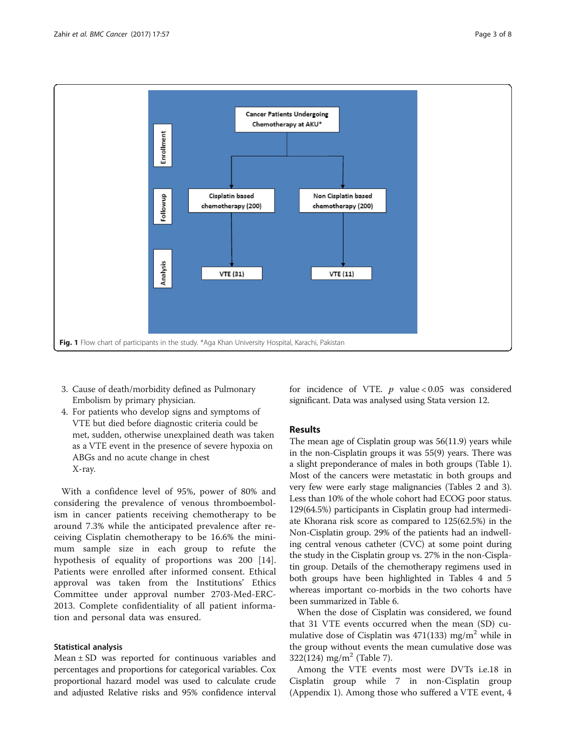Fig. 1 Flow chart of participants in the study. *Aga Khan University Hospital, Karachi, Pakistan

3. Cause of death/morbidity defined as Pulmonary Embolism by primary physician.
4. For patients who develop signs and symptoms of VTE but died before diagnostic criteria could be met, sudden, otherwise unexplained death was taken as a VTE event in the presence of severe hypoxia on ABGs and no acute change in chest X-ray.

With a confidence level of 95%, power of 80% and considering the prevalence of venous thromboembolism in cancer patients receiving chemotherapy to be around 7.3% while the anticipated prevalence after receiving Cisplatin chemotherapy to be 16.6% the minimum sample size in each group to refute the hypothesis of equality of proportions was 200 [14]. Patients were enrolled after informed consent. Ethical approval was taken from the Institutions' Ethics Committee under approval number 2703-Med-ERC-2013. Complete confidentiality of all patient information and personal data was ensured.

### Statistical analysis

Mean ± SD was reported for continuous variables and percentages and proportions for categorical variables. Cox proportional hazard model was used to calculate crude and adjusted Relative risks and 95% confidence interval for incidence of VTE. $p$ value $< 0.05$ was considered significant. Data was analysed using Stata version 12.

## Results

The mean age of Cisplatin group was 56(11.9) years while in the non-Cisplatin groups it was 55(9) years. There was a slight preponderance of males in both groups (Table 1). Most of the cancers were metastatic in both groups and very few were early stage malignancies (Tables 2 and 3). Less than 10% of the whole cohort had ECOG poor status. 129(64.5%) participants in Cisplatin group had intermediate Khorana risk score as compared to 125(62.5%) in the Non-Cisplatin group. 29% of the patients had an indwelling central venous catheter (CVC) at some point during the study in the Cisplatin group vs. 27% in the non-Cisplatin group. Details of the chemotherapy regimens used in both groups have been highlighted in Tables 4 and 5 whereas important co-morbids in the two cohorts have been summarized in Table 6.

When the dose of Cisplatin was considered, we found that 31 VTE events occurred when the mean (SD) cumulative dose of Cisplatin was 471(133) mg/m$^2$ while in the group without events the mean cumulative dose was 322(124) mg/m$^2$ (Table 7).

Among the VTE events most were DVTs i.e.18 in Cisplatin group while 7 in non-Cisplatin group (Appendix 1). Among those who suffered a VTE event, 4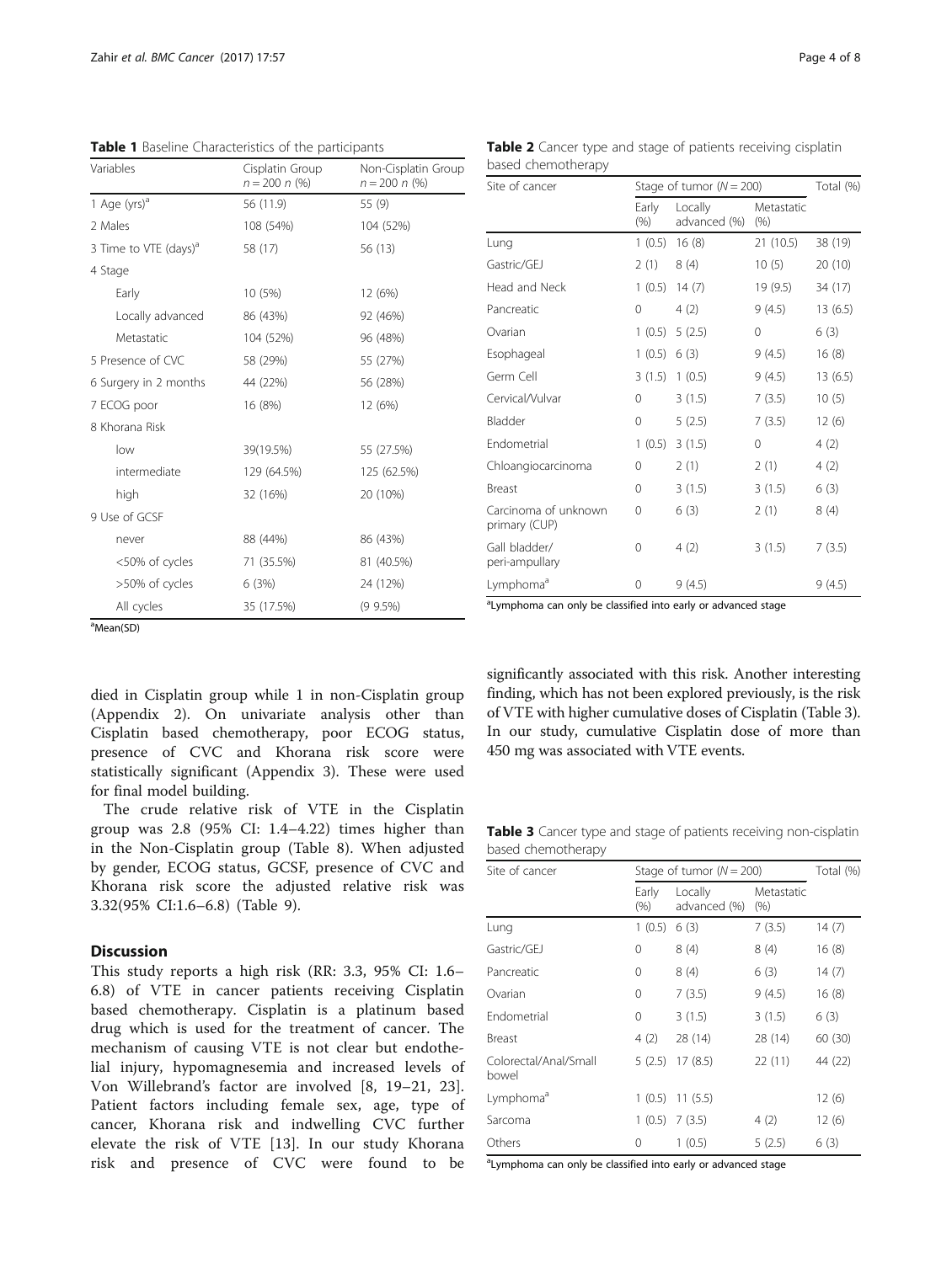**Table 1** Baseline Characteristics of the participants

| Variables | Cisplatin Group $n = 200$ n (%) | Non-Cisplatin Group $n = 200$ n (%) |
|---|---|---|
| 1 Age (yrs)[a] | 56 (11.9) | 55 (9) |
| 2 Males | 108 (54%) | 104 (52%) |
| 3 Time to VTE (days)[a] | 58 (17) | 56 (13) |
| 4 Stage | | |
| Early | 10 (5%) | 12 (6%) |
| Locally advanced | 86 (43%) | 92 (46%) |
| Metastatic | 104 (52%) | 96 (48%) |
| 5 Presence of CVC | 58 (29%) | 55 (27%) |
| 6 Surgery in 2 months | 44 (22%) | 56 (28%) |
| 7 ECOG poor | 16 (8%) | 12 (6%) |
| 8 Khorana Risk | | |
| low | 39(19.5%) | 55 (27.5%) |
| intermediate | 129 (64.5%) | 125 (62.5%) |
| high | 32 (16%) | 20 (10%) |
| 9 Use of GCSF | | |
| never | 88 (44%) | 86 (43%) |
| <50% of cycles | 71 (35.5%) | 81 (40.5%) |
| >50% of cycles | 6 (3%) | 24 (12%) |
| All cycles | 35 (17.5%) | (9 9.5%) |

[a]Mean(SD)

**Table 2** Cancer type and stage of patients receiving cisplatin based chemotherapy

| Site of cancer | Stage of tumor ($N = 200$) | | | Total (%) |
|---|---|---|---|---|
| | Early (%) | Locally advanced (%) | Metastatic (%) | |
| Lung | 1 (0.5) | 16 (8) | 21 (10.5) | 38 (19) |
| Gastric/GEJ | 2 (1) | 8 (4) | 10 (5) | 20 (10) |
| Head and Neck | 1 (0.5) | 14 (7) | 19 (9.5) | 34 (17) |
| Pancreatic | 0 | 4 (2) | 9 (4.5) | 13 (6.5) |
| Ovarian | 1 (0.5) | 5 (2.5) | 0 | 6 (3) |
| Esophageal | 1 (0.5) | 6 (3) | 9 (4.5) | 16 (8) |
| Germ Cell | 3 (1.5) | 1 (0.5) | 9 (4.5) | 13 (6.5) |
| Cervical/Vulvar | 0 | 3 (1.5) | 7 (3.5) | 10 (5) |
| Bladder | 0 | 5 (2.5) | 7 (3.5) | 12 (6) |
| Endometrial | 1 (0.5) | 3 (1.5) | 0 | 4 (2) |
| Chloangiocarcinoma | 0 | 2 (1) | 2 (1) | 4 (2) |
| Breast | 0 | 3 (1.5) | 3 (1.5) | 6 (3) |
| Carcinoma of unknown primary (CUP) | 0 | 6 (3) | 2 (1) | 8 (4) |
| Gall bladder/ peri-ampullary | 0 | 4 (2) | 3 (1.5) | 7 (3.5) |
| Lymphoma[a] | 0 | 9 (4.5) | | 9 (4.5) |

[a]Lymphoma can only be classified into early or advanced stage

died in Cisplatin group while 1 in non-Cisplatin group (Appendix 2). On univariate analysis other than Cisplatin based chemotherapy, poor ECOG status, presence of CVC and Khorana risk score were statistically significant (Appendix 3). These were used for final model building.

The crude relative risk of VTE in the Cisplatin group was 2.8 (95% CI: 1.4–4.22) times higher than in the Non-Cisplatin group (Table 8). When adjusted by gender, ECOG status, GCSF, presence of CVC and Khorana risk score the adjusted relative risk was 3.32(95% CI:1.6–6.8) (Table 9).

## Discussion

This study reports a high risk (RR: 3.3, 95% CI: 1.6–6.8) of VTE in cancer patients receiving Cisplatin based chemotherapy. Cisplatin is a platinum based drug which is used for the treatment of cancer. The mechanism of causing VTE is not clear but endothelial injury, hypomagnesemia and increased levels of Von Willebrand's factor are involved [8, 19–21, 23]. Patient factors including female sex, age, type of cancer, Khorana risk and indwelling CVC further elevate the risk of VTE [13]. In our study Khorana risk and presence of CVC were found to be significantly associated with this risk. Another interesting finding, which has not been explored previously, is the risk of VTE with higher cumulative doses of Cisplatin (Table 3). In our study, cumulative Cisplatin dose of more than 450 mg was associated with VTE events.

**Table 3** Cancer type and stage of patients receiving non-cisplatin based chemotherapy

| Site of cancer | Stage of tumor ($N = 200$) | | | Total (%) |
|---|---|---|---|---|
| | Early (%) | Locally advanced (%) | Metastatic (%) | |
| Lung | 1 (0.5) | 6 (3) | 7 (3.5) | 14 (7) |
| Gastric/GEJ | 0 | 8 (4) | 8 (4) | 16 (8) |
| Pancreatic | 0 | 8 (4) | 6 (3) | 14 (7) |
| Ovarian | 0 | 7 (3.5) | 9 (4.5) | 16 (8) |
| Endometrial | 0 | 3 (1.5) | 3 (1.5) | 6 (3) |
| Breast | 4 (2) | 28 (14) | 28 (14) | 60 (30) |
| Colorectal/Anal/Small bowel | 5 (2.5) | 17 (8.5) | 22 (11) | 44 (22) |
| Lymphoma[a] | 1 (0.5) | 11 (5.5) | | 12 (6) |
| Sarcoma | 1 (0.5) | 7 (3.5) | 4 (2) | 12 (6) |
| Others | 0 | 1 (0.5) | 5 (2.5) | 6 (3) |

[a]Lymphoma can only be classified into early or advanced stage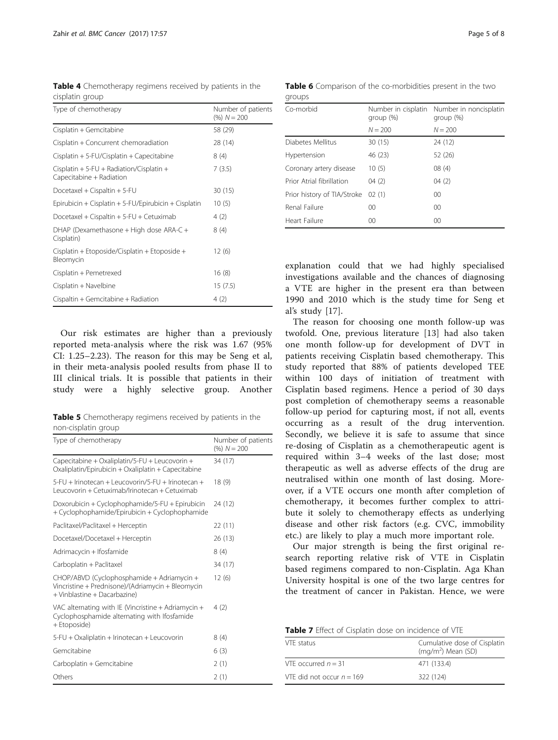**Table 4** Chemotherapy regimens received by patients in the cisplatin group

| Type of chemotherapy | Number of patients (%) $N = 200$ |
|---|---|
| Cisplatin + Gemcitabine | 58 (29) |
| Cisplatin + Concurrent chemoradiation | 28 (14) |
| Cisplatin + 5-FU/Cisplatin + Capecitabine | 8 (4) |
| Cisplatin + 5-FU + Radiation/Cisplatin + Capecitabine + Radiation | 7 (3.5) |
| Docetaxel + Cispaltin + 5-FU | 30 (15) |
| Epirubicin + Cisplatin + 5-FU/Epirubicin + Cisplatin | 10 (5) |
| Docetaxel + Cispaltin + 5-FU + Cetuximab | 4 (2) |
| DHAP (Dexamethasone + High dose ARA-C + Cisplatin) | 8 (4) |
| Cisplatin + Etoposide/Cisplatin + Etoposide + Bleomycin | 12 (6) |
| Cisplatin + Pemetrexed | 16 (8) |
| Cisplatin + Navelbine | 15 (7.5) |
| Cispaltin + Gemcitabine + Radiation | 4 (2) |

Our risk estimates are higher than a previously reported meta-analysis where the risk was 1.67 (95% CI: 1.25–2.23). The reason for this may be Seng et al, in their meta-analysis pooled results from phase II to III clinical trials. It is possible that patients in their study were a highly selective group. Another explanation could that we had highly specialised investigations available and the chances of diagnosing a VTE are higher in the present era than between 1990 and 2010 which is the study time for Seng et al's study [17].

**Table 5** Chemotherapy regimens received by patients in the non-cisplatin group

| Type of chemotherapy | Number of patients (%) $N = 200$ |
|---|---|
| Capecitabine + Oxaliplatin/5-FU + Leucovorin + Oxaliplatin/Epirubicin + Oxaliplatin + Capecitabine | 34 (17) |
| 5-FU + Irinotecan + Leucovorin/5-FU + Irinotecan + Leucovorin + Cetuximab/Irinotecan + Cetuximab | 18 (9) |
| Doxorubicin + Cyclophosphamide/5-FU + Epirubicin + Cyclophosphamide/Epirubicin + Cyclophosphamide | 24 (12) |
| Paclitaxel/Paclitaxel + Herceptin | 22 (11) |
| Docetaxel/Docetaxel + Herceptin | 26 (13) |
| Adrimacycin + Ifosfamide | 8 (4) |
| Carboplatin + Paclitaxel | 34 (17) |
| CHOP/ABVD (Cyclophosphamide + Adriamycin + Vincristine + Prednisone)/(Adriamycin + Bleomycin + Vinblastine + Dacarbazine) | 12 (6) |
| VAC alternating with IE (Vincristine + Adriamycin + Cyclophosphamide alternating with Ifosfamide + Etoposide) | 4 (2) |
| 5-FU + Oxaliplatin + Irinotecan + Leucovorin | 8 (4) |
| Gemcitabine | 6 (3) |
| Carboplatin + Gemcitabine | 2 (1) |
| Others | 2 (1) |

**Table 6** Comparison of the co-morbidities present in the two groups

| Co-morbid | Number in cisplatin group (%) | Number in noncisplatin group (%) |
|---|---|---|
| | $N = 200$ | $N = 200$ |
| Diabetes Mellitus | 30 (15) | 24 (12) |
| Hypertension | 46 (23) | 52 (26) |
| Coronary artery disease | 10 (5) | 08 (4) |
| Prior Atrial fibrillation | 04 (2) | 04 (2) |
| Prior history of TIA/Stroke | 02 (1) | 00 |
| Renal Failure | 00 | 00 |
| Heart Failure | 00 | 00 |

The reason for choosing one month follow-up was twofold. One, previous literature [13] had also taken one month follow-up for development of DVT in patients receiving Cisplatin based chemotherapy. This study reported that 88% of patients developed TEE within 100 days of initiation of treatment with Cisplatin based regimens. Hence a period of 30 days post completion of chemotherapy seems a reasonable follow-up period for capturing most, if not all, events occurring as a result of the drug intervention. Secondly, we believe it is safe to assume that since re-dosing of Cisplatin as a chemotherapeutic agent is required within 3–4 weeks of the last dose; most therapeutic as well as adverse effects of the drug are neutralised within one month of last dosing. Moreover, if a VTE occurs one month after completion of chemotherapy, it becomes further complex to attribute it solely to chemotherapy effects as underlying disease and other risk factors (e.g. CVC, immobility etc.) are likely to play a much more important role.

Our major strength is being the first original research reporting relative risk of VTE in Cisplatin based regimens compared to non-Cisplatin. Aga Khan University hospital is one of the two large centres for the treatment of cancer in Pakistan. Hence, we were

**Table 7** Effect of Cisplatin dose on incidence of VTE

| VTE status | Cumulative dose of Cisplatin ($mg/m^2$) Mean (SD) |
|---|---|
| VTE occurred $n = 31$ | 471 (133.4) |
| VTE did not occur $n = 169$ | 322 (124) |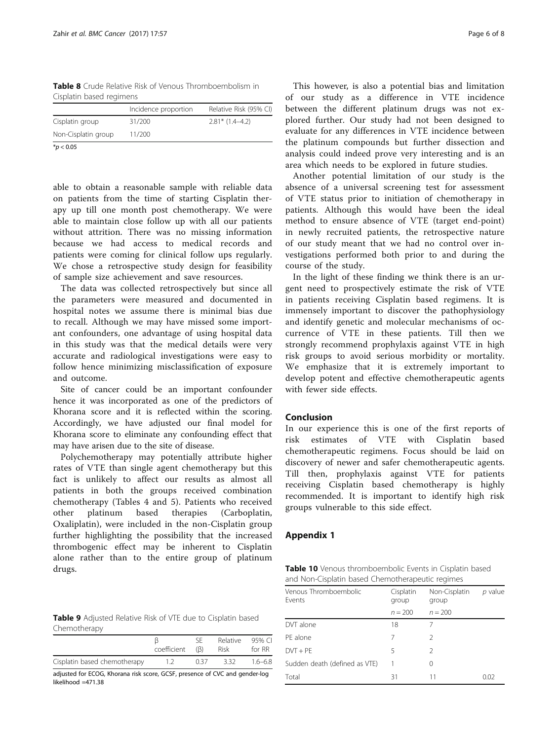**Table 8** Crude Relative Risk of Venous Thromboembolism in Cisplatin based regimens

| | Incidence proportion | Relative Risk (95% CI) |
|---|---|---|
| Cisplatin group | 31/200 | 2.81* (1.4–4.2) |
| Non-Cisplatin group | 11/200 | |

*$p < 0.05$

able to obtain a reasonable sample with reliable data on patients from the time of starting Cisplatin therapy up till one month post chemotherapy. We were able to maintain close follow up with all our patients without attrition. There was no missing information because we had access to medical records and patients were coming for clinical follow ups regularly. We chose a retrospective study design for feasibility of sample size achievement and save resources.

The data was collected retrospectively but since all the parameters were measured and documented in hospital notes we assume there is minimal bias due to recall. Although we may have missed some important confounders, one advantage of using hospital data in this study was that the medical details were very accurate and radiological investigations were easy to follow hence minimizing misclassification of exposure and outcome.

Site of cancer could be an important confounder hence it was incorporated as one of the predictors of Khorana score and it is reflected within the scoring. Accordingly, we have adjusted our final model for Khorana score to eliminate any confounding effect that may have arisen due to the site of disease.

Polychemotherapy may potentially attribute higher rates of VTE than single agent chemotherapy but this fact is unlikely to affect our results as almost all patients in both the groups received combination chemotherapy (Tables 4 and 5). Patients who received other platinum based therapies (Carboplatin, Oxaliplatin), were included in the non-Cisplatin group further highlighting the possibility that the increased thrombogenic effect may be inherent to Cisplatin alone rather than to the entire group of platinum drugs.

**Table 9** Adjusted Relative Risk of VTE due to Cisplatin based Chemotherapy

| | β coefficient | SE (β) | Relative Risk | 95% CI for RR |
|---|---|---|---|---|
| Cisplatin based chemotherapy | 1.2 | 0.37 | 3.32 | 1.6–6.8 |

adjusted for ECOG, Khorana risk score, GCSF, presence of CVC and gender-log likelihood =471.38

This however, is also a potential bias and limitation of our study as a difference in VTE incidence between the different platinum drugs was not explored further. Our study had not been designed to evaluate for any differences in VTE incidence between the platinum compounds but further dissection and analysis could indeed prove very interesting and is an area which needs to be explored in future studies.

Another potential limitation of our study is the absence of a universal screening test for assessment of VTE status prior to initiation of chemotherapy in patients. Although this would have been the ideal method to ensure absence of VTE (target end-point) in newly recruited patients, the retrospective nature of our study meant that we had no control over investigations performed both prior to and during the course of the study.

In the light of these finding we think there is an urgent need to prospectively estimate the risk of VTE in patients receiving Cisplatin based regimens. It is immensely important to discover the pathophysiology and identify genetic and molecular mechanisms of occurrence of VTE in these patients. Till then we strongly recommend prophylaxis against VTE in high risk groups to avoid serious morbidity or mortality. We emphasize that it is extremely important to develop potent and effective chemotherapeutic agents with fewer side effects.

## Conclusion

In our experience this is one of the first reports of risk estimates of VTE with Cisplatin based chemotherapeutic regimens. Focus should be laid on discovery of newer and safer chemotherapeutic agents. Till then, prophylaxis against VTE for patients receiving Cisplatin based chemotherapy is highly recommended. It is important to identify high risk groups vulnerable to this side effect.

## Appendix 1

**Table 10** Venous thromboembolic Events in Cisplatin based and Non-Cisplatin based Chemotherapeutic regimes

| Venous Thromboembolic Events | Cisplatin group | Non-Cisplatin group | *p* value |
|---|---|---|---|
| | $n = 200$ | $n = 200$ | |
| DVT alone | 18 | 7 | |
| PE alone | 7 | 2 | |
| DVT + PE | 5 | 2 | |
| Sudden death (defined as VTE) | 1 | 0 | |
| Total | 31 | 11 | 0.02 |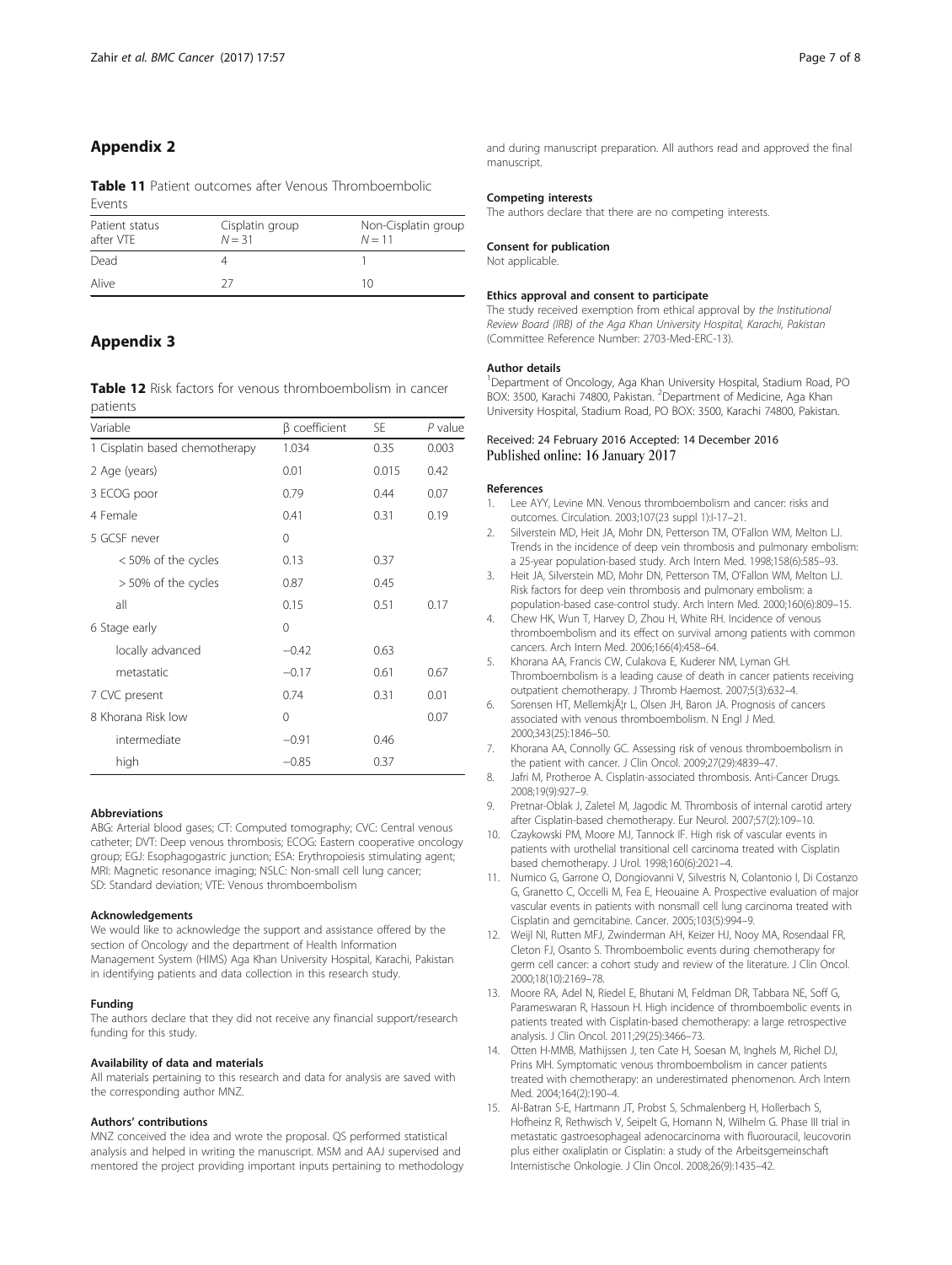## Appendix 2

**Table 11** Patient outcomes after Venous Thromboembolic Events

| Patient status after VTE | Cisplatin group $N = 31$ | Non-Cisplatin group $N = 11$ |
|---|---|---|
| Dead | 4 | 1 |
| Alive | 27 | 10 |

## Appendix 3

**Table 12** Risk factors for venous thromboembolism in cancer patients

| Variable | β coefficient | SE | *P* value |
|---|---|---|---|
| 1 Cisplatin based chemotherapy | 1.034 | 0.35 | 0.003 |
| 2 Age (years) | 0.01 | 0.015 | 0.42 |
| 3 ECOG poor | 0.79 | 0.44 | 0.07 |
| 4 Female | 0.41 | 0.31 | 0.19 |
| 5 GCSF never | 0 | | |
| < 50% of the cycles | 0.13 | 0.37 | |
| > 50% of the cycles | 0.87 | 0.45 | |
| all | 0.15 | 0.51 | 0.17 |
| 6 Stage early | 0 | | |
| locally advanced | −0.42 | 0.63 | |
| metastatic | −0.17 | 0.61 | 0.67 |
| 7 CVC present | 0.74 | 0.31 | 0.01 |
| 8 Khorana Risk low | 0 | | 0.07 |
| intermediate | −0.91 | 0.46 | |
| high | −0.85 | 0.37 | |

#### Abbreviations

ABG: Arterial blood gases; CT: Computed tomography; CVC: Central venous catheter; DVT: Deep venous thrombosis; ECOG: Eastern cooperative oncology group; EGJ: Esophagogastric junction; ESA: Erythropoiesis stimulating agent; MRI: Magnetic resonance imaging; NSLC: Non-small cell lung cancer; SD: Standard deviation; VTE: Venous thromboembolism

#### Acknowledgements

We would like to acknowledge the support and assistance offered by the section of Oncology and the department of Health Information Management System (HIMS) Aga Khan University Hospital, Karachi, Pakistan in identifying patients and data collection in this research study.

#### Funding

The authors declare that they did not receive any financial support/research funding for this study.

#### Availability of data and materials

All materials pertaining to this research and data for analysis are saved with the corresponding author MNZ.

#### Authors' contributions

MNZ conceived the idea and wrote the proposal. QS performed statistical analysis and helped in writing the manuscript. MSM and AAJ supervised and mentored the project providing important inputs pertaining to methodology and during manuscript preparation. All authors read and approved the final manuscript.

#### Competing interests

The authors declare that there are no competing interests.

#### Consent for publication

Not applicable.

#### Ethics approval and consent to participate

The study received exemption from ethical approval by *the Institutional Review Board (IRB) of the Aga Khan University Hospital, Karachi, Pakistan* (Committee Reference Number: 2703-Med-ERC-13).

#### Author details

[1]Department of Oncology, Aga Khan University Hospital, Stadium Road, PO BOX: 3500, Karachi 74800, Pakistan. [2]Department of Medicine, Aga Khan University Hospital, Stadium Road, PO BOX: 3500, Karachi 74800, Pakistan.

Received: 24 February 2016 Accepted: 14 December 2016
Published online: 16 January 2017

#### References

1. Lee AYY, Levine MN. Venous thromboembolism and cancer: risks and outcomes. Circulation. 2003;107(23 suppl 1):I-17–21.
2. Silverstein MD, Heit JA, Mohr DN, Petterson TM, O'Fallon WM, Melton LJ. Trends in the incidence of deep vein thrombosis and pulmonary embolism: a 25-year population-based study. Arch Intern Med. 1998;158(6):585–93.
3. Heit JA, Silverstein MD, Mohr DN, Petterson TM, O'Fallon WM, Melton LJ. Risk factors for deep vein thrombosis and pulmonary embolism: a population-based case-control study. Arch Intern Med. 2000;160(6):809–15.
4. Chew HK, Wun T, Harvey D, Zhou H, White RH. Incidence of venous thromboembolism and its effect on survival among patients with common cancers. Arch Intern Med. 2006;166(4):458–64.
5. Khorana AA, Francis CW, Culakova E, Kuderer NM, Lyman GH. Thromboembolism is a leading cause of death in cancer patients receiving outpatient chemotherapy. J Thromb Haemost. 2007;5(3):632–4.
6. Sorensen HT, MellemkjÃ¦r L, Olsen JH, Baron JA. Prognosis of cancers associated with venous thromboembolism. N Engl J Med. 2000;343(25):1846–50.
7. Khorana AA, Connolly GC. Assessing risk of venous thromboembolism in the patient with cancer. J Clin Oncol. 2009;27(29):4839–47.
8. Jafri M, Protheroe A. Cisplatin-associated thrombosis. Anti-Cancer Drugs. 2008;19(9):927–9.
9. Pretnar-Oblak J, Zaletel M, Jagodic M. Thrombosis of internal carotid artery after Cisplatin-based chemotherapy. Eur Neurol. 2007;57(2):109–10.
10. Czaykowski PM, Moore MJ, Tannock IF. High risk of vascular events in patients with urothelial transitional cell carcinoma treated with Cisplatin based chemotherapy. J Urol. 1998;160(6):2021–4.
11. Numico G, Garrone O, Dongiovanni V, Silvestris N, Colantonio I, Di Costanzo G, Granetto C, Occelli M, Fea E, Heouaine A. Prospective evaluation of major vascular events in patients with nonsmall cell lung carcinoma treated with Cisplatin and gemcitabine. Cancer. 2005;103(5):994–9.
12. Weijl NI, Rutten MFJ, Zwinderman AH, Keizer HJ, Nooy MA, Rosendaal FR, Cleton FJ, Osanto S. Thromboembolic events during chemotherapy for germ cell cancer: a cohort study and review of the literature. J Clin Oncol. 2000;18(10):2169–78.
13. Moore RA, Adel N, Riedel E, Bhutani M, Feldman DR, Tabbara NE, Soff G, Parameswaran R, Hassoun H. High incidence of thromboembolic events in patients treated with Cisplatin-based chemotherapy: a large retrospective analysis. J Clin Oncol. 2011;29(25):3466–73.
14. Otten H-MMB, Mathijssen J, ten Cate H, Soesan M, Inghels M, Richel DJ, Prins MH. Symptomatic venous thromboembolism in cancer patients treated with chemotherapy: an underestimated phenomenon. Arch Intern Med. 2004;164(2):190–4.
15. Al-Batran S-E, Hartmann JT, Probst S, Schmalenberg H, Hollerbach S, Hofheinz R, Rethwisch V, Seipelt G, Homann N, Wilhelm G. Phase III trial in metastatic gastroesophageal adenocarcinoma with fluorouracil, leucovorin plus either oxaliplatin or Cisplatin: a study of the Arbeitsgemeinschaft Internistische Onkologie. J Clin Oncol. 2008;26(9):1435–42.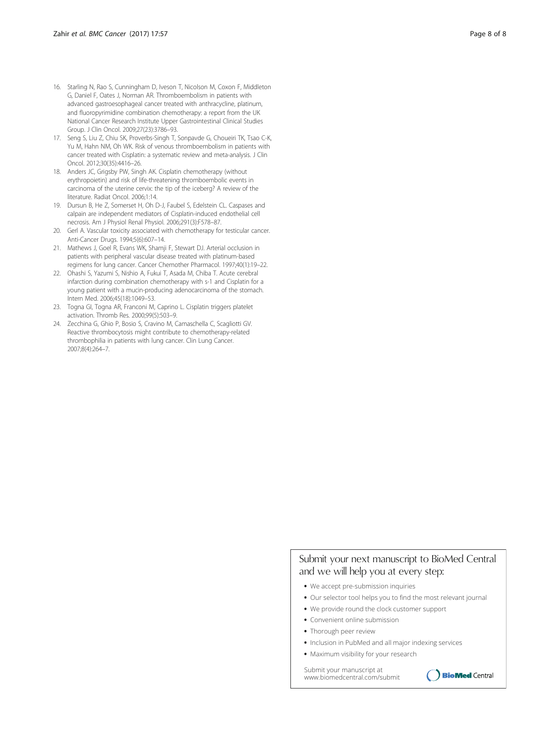16. Starling N, Rao S, Cunningham D, Iveson T, Nicolson M, Coxon F, Middleton G, Daniel F, Oates J, Norman AR. Thromboembolism in patients with advanced gastroesophageal cancer treated with anthracycline, platinum, and fluoropyrimidine combination chemotherapy: a report from the UK National Cancer Research Institute Upper Gastrointestinal Clinical Studies Group. J Clin Oncol. 2009;27(23):3786–93.
17. Seng S, Liu Z, Chiu SK, Proverbs-Singh T, Sonpavde G, Choueiri TK, Tsao C-K, Yu M, Hahn NM, Oh WK. Risk of venous thromboembolism in patients with cancer treated with Cisplatin: a systematic review and meta-analysis. J Clin Oncol. 2012;30(35):4416–26.
18. Anders JC, Grigsby PW, Singh AK. Cisplatin chemotherapy (without erythropoietin) and risk of life-threatening thromboembolic events in carcinoma of the uterine cervix: the tip of the iceberg? A review of the literature. Radiat Oncol. 2006;1:14.
19. Dursun B, He Z, Somerset H, Oh D-J, Faubel S, Edelstein CL. Caspases and calpain are independent mediators of Cisplatin-induced endothelial cell necrosis. Am J Physiol Renal Physiol. 2006;291(3):F578–87.
20. Gerl A. Vascular toxicity associated with chemotherapy for testicular cancer. Anti-Cancer Drugs. 1994;5(6):607–14.
21. Mathews J, Goel R, Evans WK, Shamji F, Stewart DJ. Arterial occlusion in patients with peripheral vascular disease treated with platinum-based regimens for lung cancer. Cancer Chemother Pharmacol. 1997;40(1):19–22.
22. Ohashi S, Yazumi S, Nishio A, Fukui T, Asada M, Chiba T. Acute cerebral infarction during combination chemotherapy with s-1 and Cisplatin for a young patient with a mucin-producing adenocarcinoma of the stomach. Intern Med. 2006;45(18):1049–53.
23. Togna GI, Togna AR, Franconi M, Caprino L. Cisplatin triggers platelet activation. Thromb Res. 2000;99(5):503–9.
24. Zecchina G, Ghio P, Bosio S, Cravino M, Camaschella C, Scagliotti GV. Reactive thrombocytosis might contribute to chemotherapy-related thrombophilia in patients with lung cancer. Clin Lung Cancer. 2007;8(4):264–7.

Submit your next manuscript to BioMed Central and we will help you at every step:

- We accept pre-submission inquiries
- Our selector tool helps you to find the most relevant journal
- We provide round the clock customer support
- Convenient online submission
- Thorough peer review
- Inclusion in PubMed and all major indexing services
- Maximum visibility for your research

Submit your manuscript at
www.biomedcentral.com/submit

BioMed Central